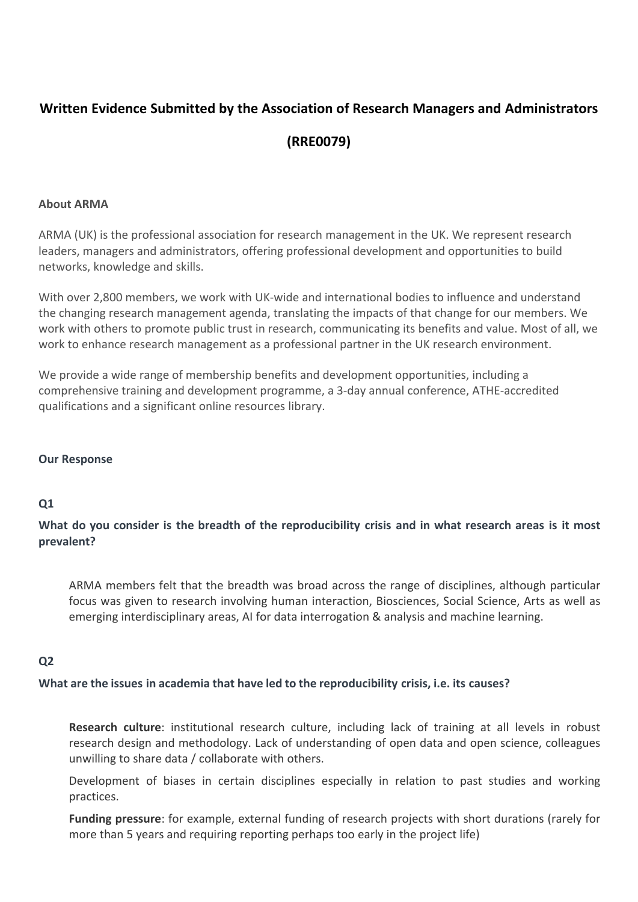# Written Evidence Submitted by the Association of Research Managers and Administrators

# (RRE0079)

**About ARMA**

ARMA (UK) is the professional association for research management in the UK. We represent research leaders, managers and administrators, offering professional development and opportunities to build networks, knowledge and skills.

With over 2,800 members, we work with UK-wide and international bodies to influence and understand the changing research management agenda, translating the impacts of that change for our members. We work with others to promote public trust in research, communicating its benefits and value. Most of all, we work to enhance research management as a professional partner in the UK research environment.

We provide a wide range of membership benefits and development opportunities, including a comprehensive training and development programme, a 3-day annual conference, ATHE-accredited qualifications and a significant online resources library.

**Our Response**

**Q1**

**What do you consider is the breadth of the reproducibility crisis and in what research areas is it most prevalent?**

ARMA members felt that the breadth was broad across the range of disciplines, although particular focus was given to research involving human interaction, Biosciences, Social Science, Arts as well as emerging interdisciplinary areas, AI for data interrogation & analysis and machine learning.

**Q2**

**What are the issues in academia that have led to the reproducibility crisis, i.e. its causes?**

**Research culture**: institutional research culture, including lack of training at all levels in robust research design and methodology. Lack of understanding of open data and open science, colleagues unwilling to share data / collaborate with others.

Development of biases in certain disciplines especially in relation to past studies and working practices.

**Funding pressure**: for example, external funding of research projects with short durations (rarely for more than 5 years and requiring reporting perhaps too early in the project life)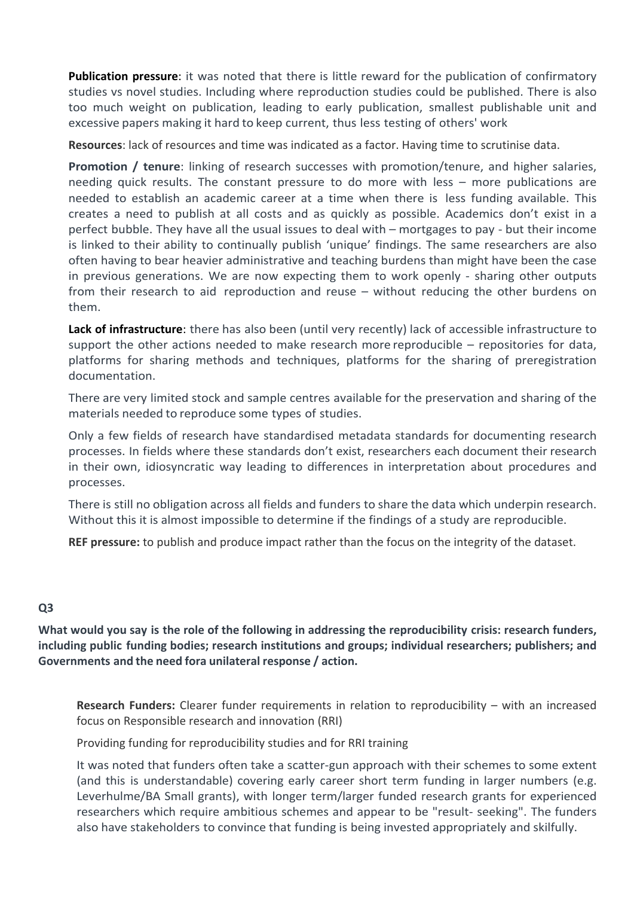**Publication pressure**: it was noted that there is little reward for the publication of confirmatory studies vs novel studies. Including where reproduction studies could be published. There is also too much weight on publication, leading to early publication, smallest publishable unit and excessive papers making it hard to keep current, thus less testing of others' work

**Resources**: lack of resources and time was indicated as a factor. Having time to scrutinise data.

**Promotion / tenure**: linking of research successes with promotion/tenure, and higher salaries, needing quick results. The constant pressure to do more with less – more publications are needed to establish an academic career at a time when there is less funding available. This creates a need to publish at all costs and as quickly as possible. Academics don't exist in a perfect bubble. They have all the usual issues to deal with – mortgages to pay - but their income is linked to their ability to continually publish 'unique' findings. The same researchers are also often having to bear heavier administrative and teaching burdens than might have been the case in previous generations. We are now expecting them to work openly - sharing other outputs from their research to aid reproduction and reuse – without reducing the other burdens on them.

**Lack of infrastructure**: there has also been (until very recently) lack of accessible infrastructure to support the other actions needed to make research more reproducible – repositories for data, platforms for sharing methods and techniques, platforms for the sharing of preregistration documentation.

There are very limited stock and sample centres available for the preservation and sharing of the materials needed to reproduce some types of studies.

Only a few fields of research have standardised metadata standards for documenting research processes. In fields where these standards don't exist, researchers each document their research in their own, idiosyncratic way leading to differences in interpretation about procedures and processes.

There is still no obligation across all fields and funders to share the data which underpin research. Without this it is almost impossible to determine if the findings of a study are reproducible.

**REF pressure:** to publish and produce impact rather than the focus on the integrity of the dataset.

### Q3

**What would you say is the role of the following in addressing the reproducibility crisis: research funders, including public funding bodies; research institutions and groups; individual researchers; publishers; and Governments and the need fora unilateral response / action.**

**Research Funders:** Clearer funder requirements in relation to reproducibility – with an increased focus on Responsible research and innovation (RRI)

Providing funding for reproducibility studies and for RRI training

It was noted that funders often take a scatter-gun approach with their schemes to some extent (and this is understandable) covering early career short term funding in larger numbers (e.g. Leverhulme/BA Small grants), with longer term/larger funded research grants for experienced researchers which require ambitious schemes and appear to be "result- seeking". The funders also have stakeholders to convince that funding is being invested appropriately and skilfully.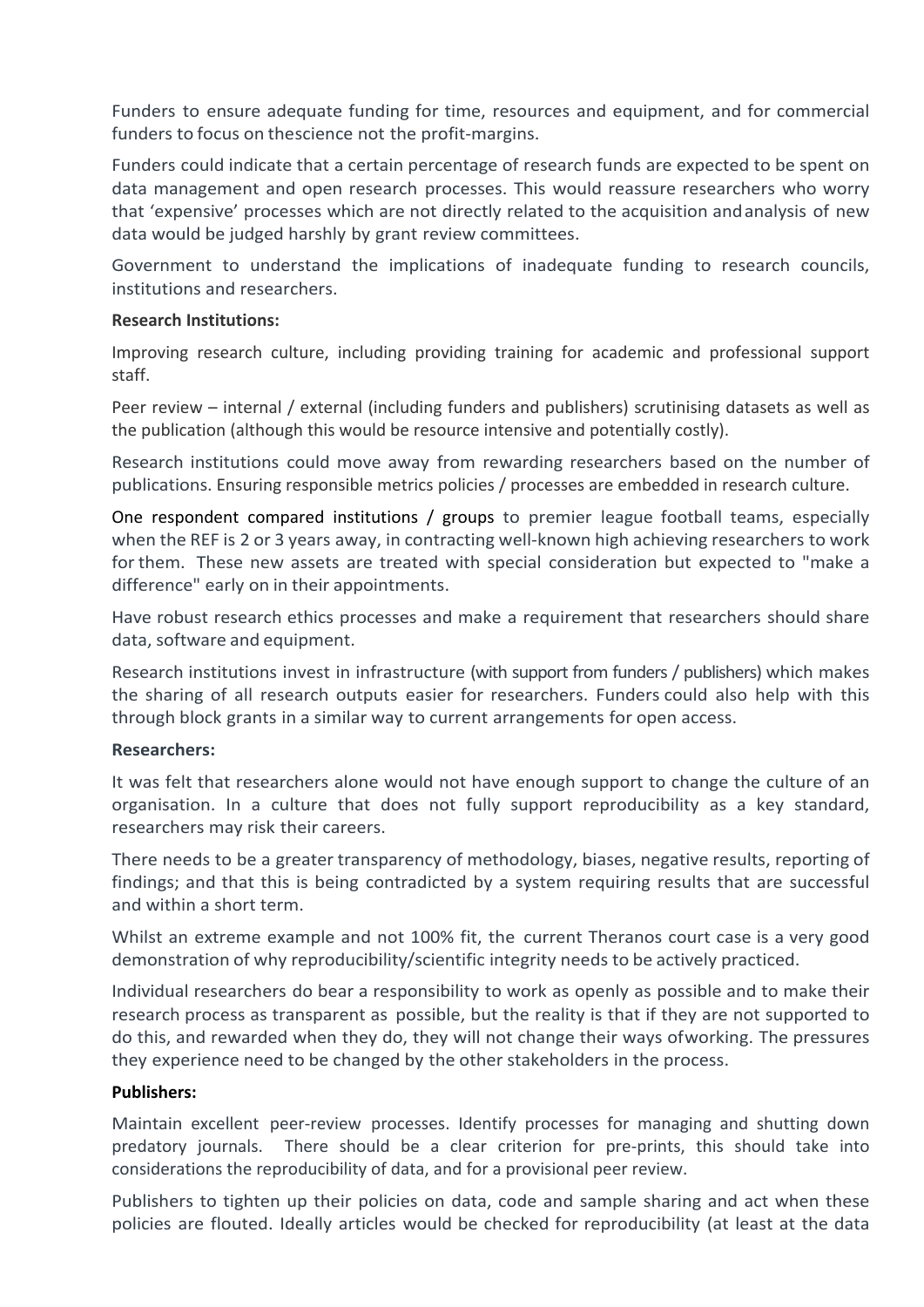Funders to ensure adequate funding for time, resources and equipment, and for commercial funders to focus on thescience not the profit-margins.

Funders could indicate that a certain percentage of research funds are expected to be spent on data management and open research processes. This would reassure researchers who worry that 'expensive' processes which are not directly related to the acquisition andanalysis of new data would be judged harshly by grant review committees.

Government to understand the implications of inadequate funding to research councils, institutions and researchers.

**Research Institutions:**

Improving research culture, including providing training for academic and professional support staff.

Peer review – internal / external (including funders and publishers) scrutinising datasets as well as the publication (although this would be resource intensive and potentially costly).

Research institutions could move away from rewarding researchers based on the number of publications. Ensuring responsible metrics policies / processes are embedded in research culture.

One respondent compared institutions / groups to premier league football teams, especially when the REF is 2 or 3 years away, in contracting well-known high achieving researchers to work for them. These new assets are treated with special consideration but expected to "make a difference" early on in their appointments.

Have robust research ethics processes and make a requirement that researchers should share data, software and equipment.

Research institutions invest in infrastructure (with support from funders / publishers) which makes the sharing of all research outputs easier for researchers. Funders could also help with this through block grants in a similar way to current arrangements for open access.

**Researchers:**

It was felt that researchers alone would not have enough support to change the culture of an organisation. In a culture that does not fully support reproducibility as a key standard, researchers may risk their careers.

There needs to be a greater transparency of methodology, biases, negative results, reporting of findings; and that this is being contradicted by a system requiring results that are successful and within a short term.

Whilst an extreme example and not 100% fit, the current Theranos court case is a very good demonstration of why reproducibility/scientific integrity needs to be actively practiced.

Individual researchers do bear a responsibility to work as openly as possible and to make their research process as transparent as possible, but the reality is that if they are not supported to do this, and rewarded when they do, they will not change their ways ofworking. The pressures they experience need to be changed by the other stakeholders in the process.

**Publishers:**

Maintain excellent peer-review processes. Identify processes for managing and shutting down predatory journals. There should be a clear criterion for pre-prints, this should take into considerations the reproducibility of data, and for a provisional peer review.

Publishers to tighten up their policies on data, code and sample sharing and act when these policies are flouted. Ideally articles would be checked for reproducibility (at least at the data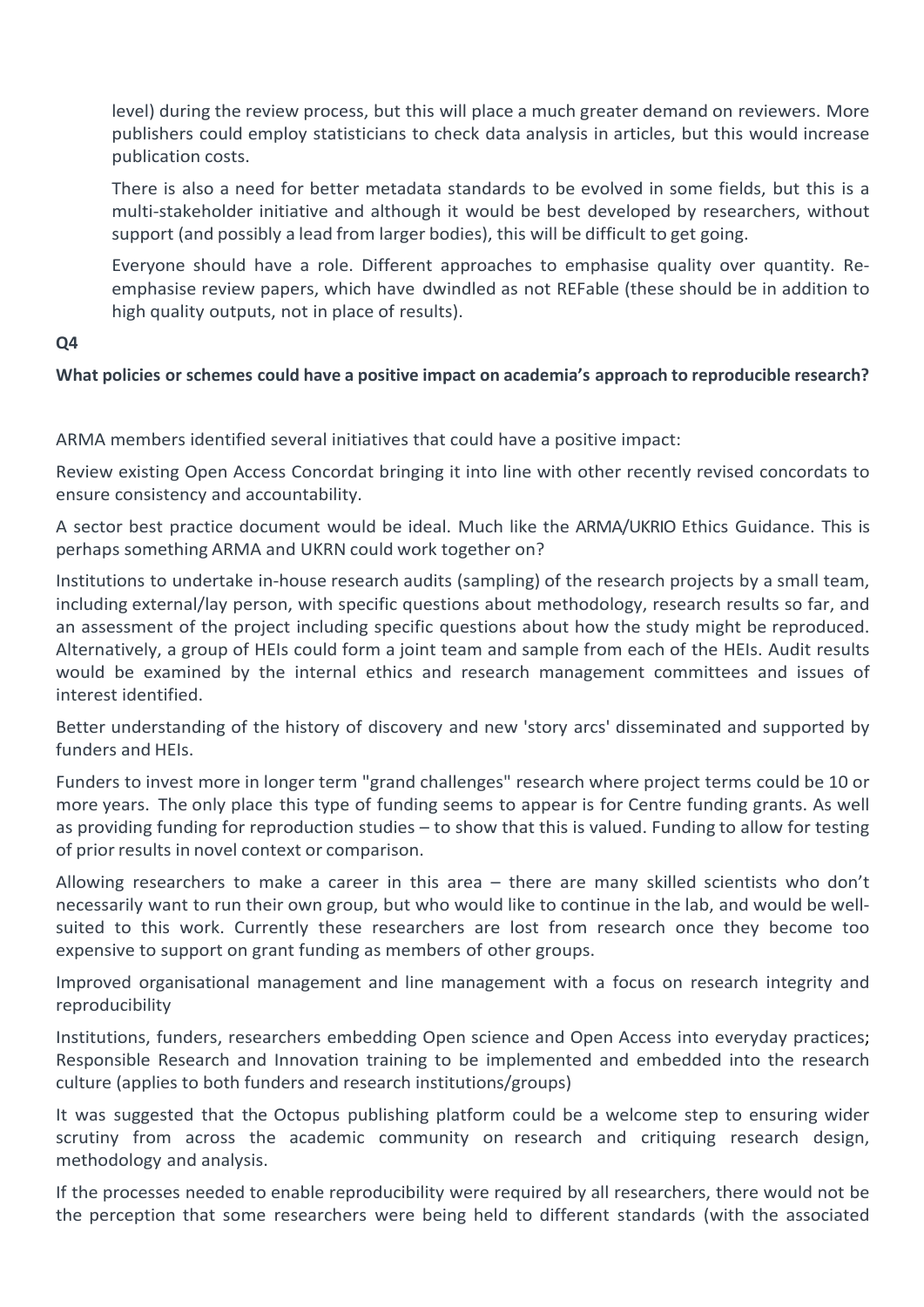level) during the review process, but this will place a much greater demand on reviewers. More publishers could employ statisticians to check data analysis in articles, but this would increase publication costs.

There is also a need for better metadata standards to be evolved in some fields, but this is a multi-stakeholder initiative and although it would be best developed by researchers, without support (and possibly a lead from larger bodies), this will be difficult to get going.

Everyone should have a role. Different approaches to emphasise quality over quantity. Re-emphasise review papers, which have dwindled as not REFable (these should be in addition to high quality outputs, not in place of results).

**Q4**

**What policies or schemes could have a positive impact on academia's approach to reproducible research?**

ARMA members identified several initiatives that could have a positive impact:

Review existing Open Access Concordat bringing it into line with other recently revised concordats to ensure consistency and accountability.

A sector best practice document would be ideal. Much like the ARMA/UKRIO Ethics Guidance. This is perhaps something ARMA and UKRN could work together on?

Institutions to undertake in-house research audits (sampling) of the research projects by a small team, including external/lay person, with specific questions about methodology, research results so far, and an assessment of the project including specific questions about how the study might be reproduced. Alternatively, a group of HEIs could form a joint team and sample from each of the HEIs. Audit results would be examined by the internal ethics and research management committees and issues of interest identified.

Better understanding of the history of discovery and new 'story arcs' disseminated and supported by funders and HEIs.

Funders to invest more in longer term "grand challenges" research where project terms could be 10 or more years. The only place this type of funding seems to appear is for Centre funding grants. As well as providing funding for reproduction studies – to show that this is valued. Funding to allow for testing of prior results in novel context or comparison.

Allowing researchers to make a career in this area – there are many skilled scientists who don't necessarily want to run their own group, but who would like to continue in the lab, and would be well-suited to this work. Currently these researchers are lost from research once they become too expensive to support on grant funding as members of other groups.

Improved organisational management and line management with a focus on research integrity and reproducibility

Institutions, funders, researchers embedding Open science and Open Access into everyday practices; Responsible Research and Innovation training to be implemented and embedded into the research culture (applies to both funders and research institutions/groups)

It was suggested that the Octopus publishing platform could be a welcome step to ensuring wider scrutiny from across the academic community on research and critiquing research design, methodology and analysis.

If the processes needed to enable reproducibility were required by all researchers, there would not be the perception that some researchers were being held to different standards (with the associated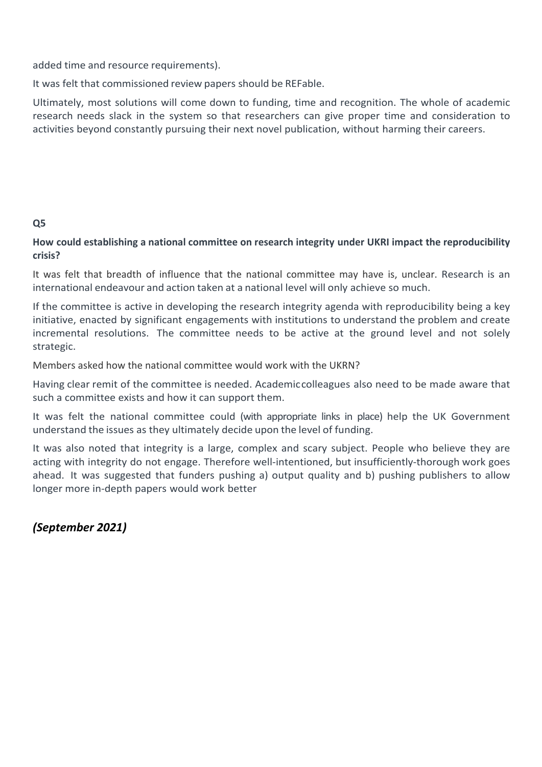added time and resource requirements).

It was felt that commissioned review papers should be REFable.

Ultimately, most solutions will come down to funding, time and recognition. The whole of academic research needs slack in the system so that researchers can give proper time and consideration to activities beyond constantly pursuing their next novel publication, without harming their careers.

**Q5**

**How could establishing a national committee on research integrity under UKRI impact the reproducibility crisis?**

It was felt that breadth of influence that the national committee may have is, unclear. Research is an international endeavour and action taken at a national level will only achieve so much.

If the committee is active in developing the research integrity agenda with reproducibility being a key initiative, enacted by significant engagements with institutions to understand the problem and create incremental resolutions. The committee needs to be active at the ground level and not solely strategic.

Members asked how the national committee would work with the UKRN?

Having clear remit of the committee is needed. Academiccolleagues also need to be made aware that such a committee exists and how it can support them.

It was felt the national committee could (with appropriate links in place) help the UK Government understand the issues as they ultimately decide upon the level of funding.

It was also noted that integrity is a large, complex and scary subject. People who believe they are acting with integrity do not engage. Therefore well-intentioned, but insufficiently-thorough work goes ahead. It was suggested that funders pushing a) output quality and b) pushing publishers to allow longer more in-depth papers would work better

***(September 2021)***